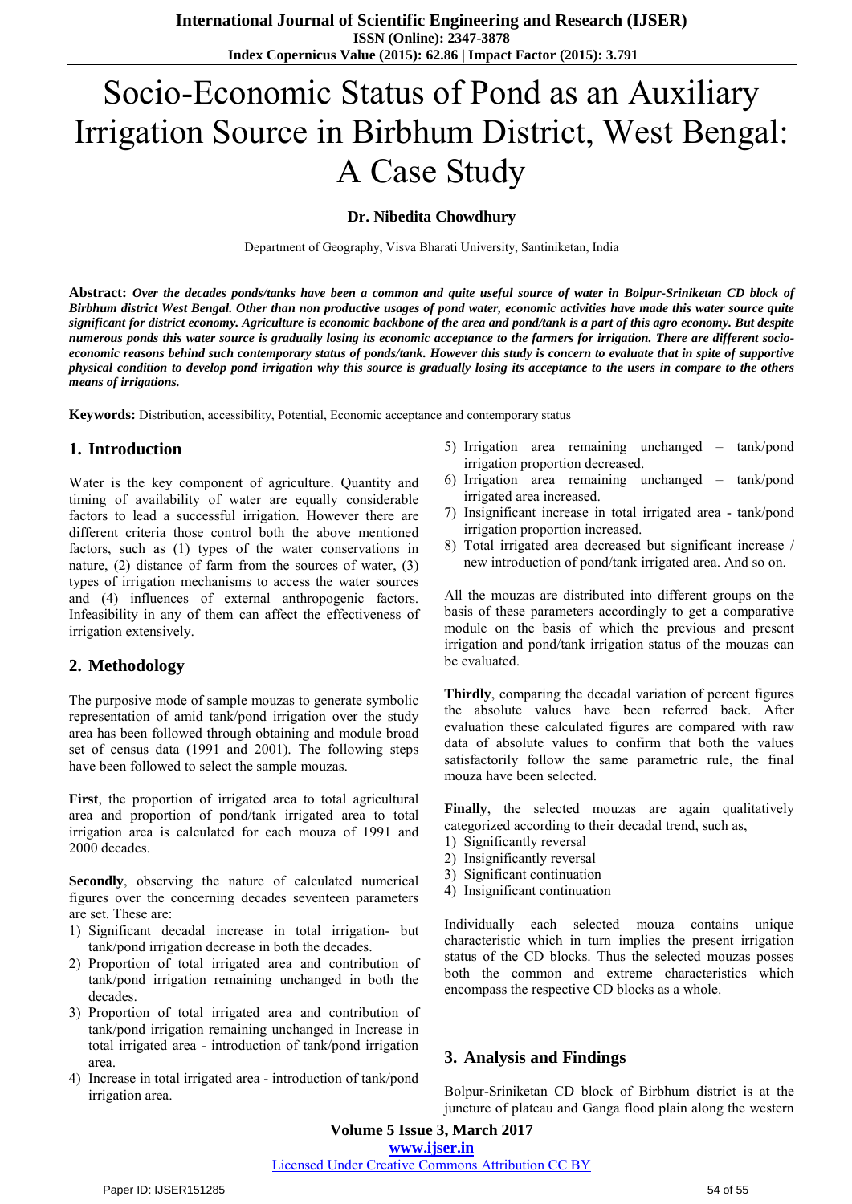# Socio-Economic Status of Pond as an Auxiliary Irrigation Source in Birbhum District, West Bengal: A Case Study

**Dr. Nibedita Chowdhury**

Department of Geography, Visva Bharati University, Santiniketan, India

**Abstract:** ***Over the decades ponds/tanks have been a common and quite useful source of water in Bolpur-Sriniketan CD block of Birbhum district West Bengal. Other than non productive usages of pond water, economic activities have made this water source quite significant for district economy. Agriculture is economic backbone of the area and pond/tank is a part of this agro economy. But despite numerous ponds this water source is gradually losing its economic acceptance to the farmers for irrigation. There are different socio-economic reasons behind such contemporary status of ponds/tank. However this study is concern to evaluate that in spite of supportive physical condition to develop pond irrigation why this source is gradually losing its acceptance to the users in compare to the others means of irrigations.***

**Keywords:** Distribution, accessibility, Potential, Economic acceptance and contemporary status

## 1. Introduction

Water is the key component of agriculture. Quantity and timing of availability of water are equally considerable factors to lead a successful irrigation. However there are different criteria those control both the above mentioned factors, such as (1) types of the water conservations in nature, (2) distance of farm from the sources of water, (3) types of irrigation mechanisms to access the water sources and (4) influences of external anthropogenic factors. Infeasibility in any of them can affect the effectiveness of irrigation extensively.

## 2. Methodology

The purposive mode of sample mouzas to generate symbolic representation of amid tank/pond irrigation over the study area has been followed through obtaining and module broad set of census data (1991 and 2001). The following steps have been followed to select the sample mouzas.

**First**, the proportion of irrigated area to total agricultural area and proportion of pond/tank irrigated area to total irrigation area is calculated for each mouza of 1991 and 2000 decades.

**Secondly**, observing the nature of calculated numerical figures over the concerning decades seventeen parameters are set. These are:

1) Significant decadal increase in total irrigation- but tank/pond irrigation decrease in both the decades.
2) Proportion of total irrigated area and contribution of tank/pond irrigation remaining unchanged in both the decades.
3) Proportion of total irrigated area and contribution of tank/pond irrigation remaining unchanged in Increase in total irrigated area - introduction of tank/pond irrigation area.
4) Increase in total irrigated area - introduction of tank/pond irrigation area.
5) Irrigation area remaining unchanged – tank/pond irrigation proportion decreased.
6) Irrigation area remaining unchanged – tank/pond irrigated area increased.
7) Insignificant increase in total irrigated area - tank/pond irrigation proportion increased.
8) Total irrigated area decreased but significant increase / new introduction of pond/tank irrigated area. And so on.

All the mouzas are distributed into different groups on the basis of these parameters accordingly to get a comparative module on the basis of which the previous and present irrigation and pond/tank irrigation status of the mouzas can be evaluated.

**Thirdly**, comparing the decadal variation of percent figures the absolute values have been referred back. After evaluation these calculated figures are compared with raw data of absolute values to confirm that both the values satisfactorily follow the same parametric rule, the final mouza have been selected.

**Finally**, the selected mouzas are again qualitatively categorized according to their decadal trend, such as,

1) Significantly reversal
2) Insignificantly reversal
3) Significant continuation
4) Insignificant continuation

Individually each selected mouza contains unique characteristic which in turn implies the present irrigation status of the CD blocks. Thus the selected mouzas posses both the common and extreme characteristics which encompass the respective CD blocks as a whole.

## 3. Analysis and Findings

Bolpur-Sriniketan CD block of Birbhum district is at the juncture of plateau and Ganga flood plain along the western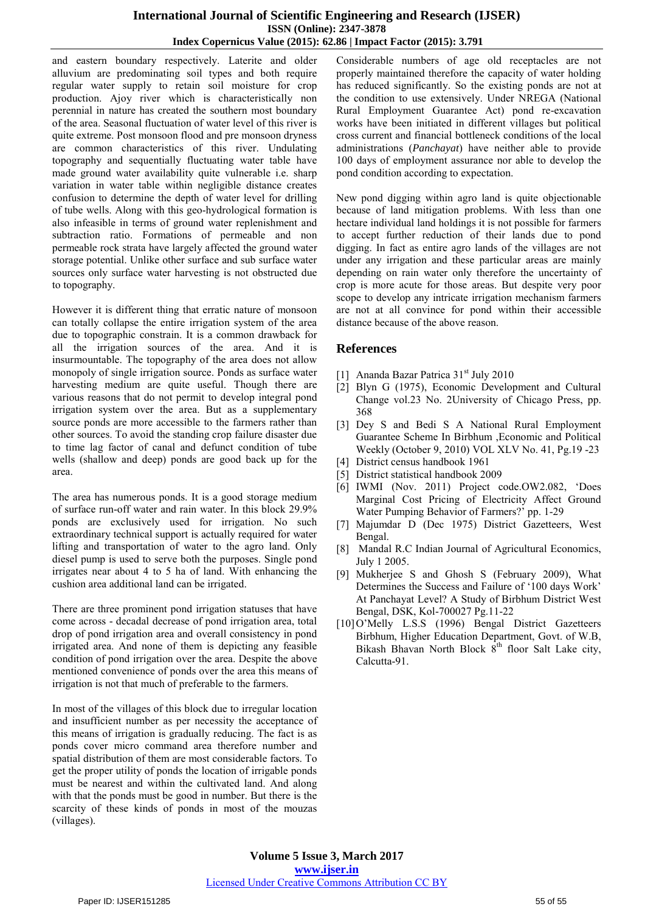and eastern boundary respectively. Laterite and older alluvium are predominating soil types and both require regular water supply to retain soil moisture for crop production. Ajoy river which is characteristically non perennial in nature has created the southern most boundary of the area. Seasonal fluctuation of water level of this river is quite extreme. Post monsoon flood and pre monsoon dryness are common characteristics of this river. Undulating topography and sequentially fluctuating water table have made ground water availability quite vulnerable i.e. sharp variation in water table within negligible distance creates confusion to determine the depth of water level for drilling of tube wells. Along with this geo-hydrological formation is also infeasible in terms of ground water replenishment and subtraction ratio. Formations of permeable and non permeable rock strata have largely affected the ground water storage potential. Unlike other surface and sub surface water sources only surface water harvesting is not obstructed due to topography.

However it is different thing that erratic nature of monsoon can totally collapse the entire irrigation system of the area due to topographic constrain. It is a common drawback for all the irrigation sources of the area. And it is insurmountable. The topography of the area does not allow monopoly of single irrigation source. Ponds as surface water harvesting medium are quite useful. Though there are various reasons that do not permit to develop integral pond irrigation system over the area. But as a supplementary source ponds are more accessible to the farmers rather than other sources. To avoid the standing crop failure disaster due to time lag factor of canal and defunct condition of tube wells (shallow and deep) ponds are good back up for the area.

The area has numerous ponds. It is a good storage medium of surface run-off water and rain water. In this block 29.9% ponds are exclusively used for irrigation. No such extraordinary technical support is actually required for water lifting and transportation of water to the agro land. Only diesel pump is used to serve both the purposes. Single pond irrigates near about 4 to 5 ha of land. With enhancing the cushion area additional land can be irrigated.

There are three prominent pond irrigation statuses that have come across - decadal decrease of pond irrigation area, total drop of pond irrigation area and overall consistency in pond irrigated area. And none of them is depicting any feasible condition of pond irrigation over the area. Despite the above mentioned convenience of ponds over the area this means of irrigation is not that much of preferable to the farmers.

In most of the villages of this block due to irregular location and insufficient number as per necessity the acceptance of this means of irrigation is gradually reducing. The fact is as ponds cover micro command area therefore number and spatial distribution of them are most considerable factors. To get the proper utility of ponds the location of irrigable ponds must be nearest and within the cultivated land. And along with that the ponds must be good in number. But there is the scarcity of these kinds of ponds in most of the mouzas (villages).

Considerable numbers of age old receptacles are not properly maintained therefore the capacity of water holding has reduced significantly. So the existing ponds are not at the condition to use extensively. Under NREGA (National Rural Employment Guarantee Act) pond re-excavation works have been initiated in different villages but political cross current and financial bottleneck conditions of the local administrations (*Panchayat*) have neither able to provide 100 days of employment assurance nor able to develop the pond condition according to expectation.

New pond digging within agro land is quite objectionable because of land mitigation problems. With less than one hectare individual land holdings it is not possible for farmers to accept further reduction of their lands due to pond digging. In fact as entire agro lands of the villages are not under any irrigation and these particular areas are mainly depending on rain water only therefore the uncertainty of crop is more acute for those areas. But despite very poor scope to develop any intricate irrigation mechanism farmers are not at all convince for pond within their accessible distance because of the above reason.

## References

[1] Ananda Bazar Patrica 31st July 2010

[2] Blyn G (1975), Economic Development and Cultural Change vol.23 No. 2University of Chicago Press, pp. 368

[3] Dey S and Bedi S A National Rural Employment Guarantee Scheme In Birbhum ,Economic and Political Weekly (October 9, 2010) VOL XLV No. 41, Pg.19 -23

[4] District census handbook 1961

[5] District statistical handbook 2009

[6] IWMI (Nov. 2011) Project code.OW2.082, 'Does Marginal Cost Pricing of Electricity Affect Ground Water Pumping Behavior of Farmers?' pp. 1-29

[7] Majumdar D (Dec 1975) District Gazetteers, West Bengal.

[8] Mandal R.C Indian Journal of Agricultural Economics, July 1 2005.

[9] Mukherjee S and Ghosh S (February 2009), What Determines the Success and Failure of '100 days Work' At Panchayat Level? A Study of Birbhum District West Bengal, DSK, Kol-700027 Pg.11-22

[10] O'Melly L.S.S (1996) Bengal District Gazetteers Birbhum, Higher Education Department, Govt. of W.B, Bikash Bhavan North Block 8th floor Salt Lake city, Calcutta-91.